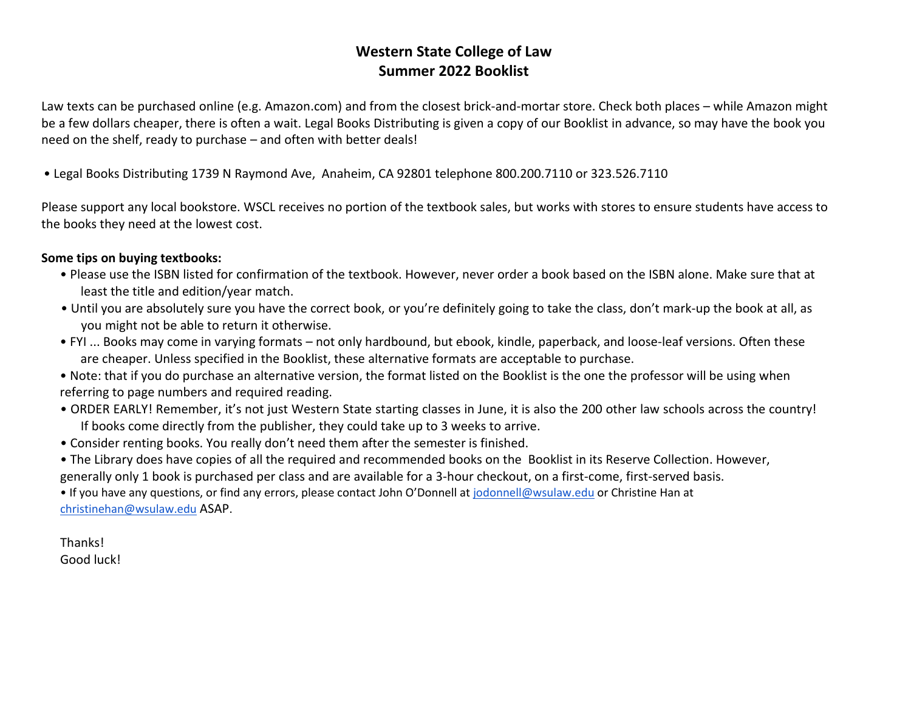# Western State College of Law
## Summer 2022 Booklist

Law texts can be purchased online (e.g. Amazon.com) and from the closest brick-and-mortar store. Check both places – while Amazon might be a few dollars cheaper, there is often a wait. Legal Books Distributing is given a copy of our Booklist in advance, so may have the book you need on the shelf, ready to purchase – and often with better deals!

- Legal Books Distributing 1739 N Raymond Ave, Anaheim, CA 92801 telephone 800.200.7110 or 323.526.7110

Please support any local bookstore. WSCL receives no portion of the textbook sales, but works with stores to ensure students have access to the books they need at the lowest cost.

**Some tips on buying textbooks:**

- Please use the ISBN listed for confirmation of the textbook. However, never order a book based on the ISBN alone. Make sure that at least the title and edition/year match.
- Until you are absolutely sure you have the correct book, or you're definitely going to take the class, don't mark-up the book at all, as you might not be able to return it otherwise.
- FYI ... Books may come in varying formats – not only hardbound, but ebook, kindle, paperback, and loose-leaf versions. Often these are cheaper. Unless specified in the Booklist, these alternative formats are acceptable to purchase.
- Note: that if you do purchase an alternative version, the format listed on the Booklist is the one the professor will be using when referring to page numbers and required reading.
- ORDER EARLY! Remember, it's not just Western State starting classes in June, it is also the 200 other law schools across the country! If books come directly from the publisher, they could take up to 3 weeks to arrive.
- Consider renting books. You really don't need them after the semester is finished.
- The Library does have copies of all the required and recommended books on the Booklist in its Reserve Collection. However, generally only 1 book is purchased per class and are available for a 3-hour checkout, on a first-come, first-served basis.
- If you have any questions, or find any errors, please contact John O'Donnell at jodonnell@wsulaw.edu or Christine Han at christinehan@wsulaw.edu ASAP.

Thanks!
Good luck!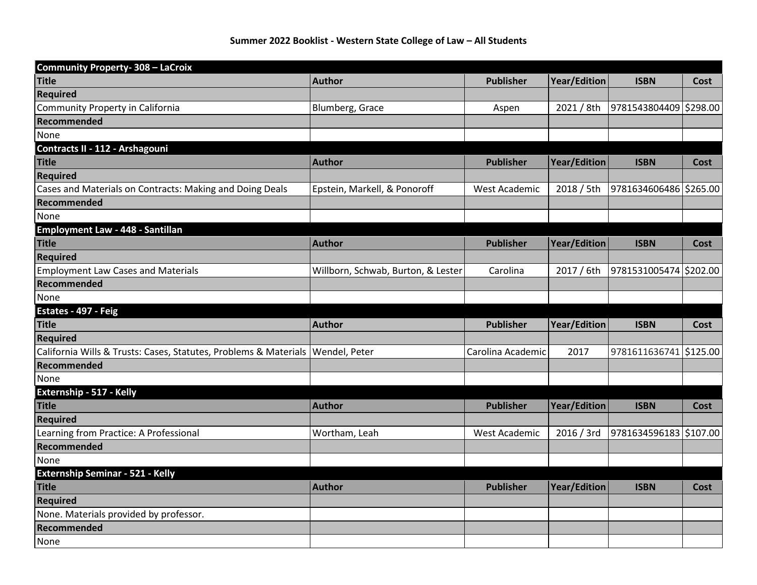## Summer 2022 Booklist - Western State College of Law – All Students

| **Community Property- 308 – LaCroix** | | | | | |
|---|---|---|---|---|---|
| **Title** | **Author** | **Publisher** | **Year/Edition** | **ISBN** | **Cost** |
| **Required** | | | | | |
| Community Property in California | Blumberg, Grace | Aspen | 2021 / 8th | 9781543804409 | $298.00 |
| **Recommended** | | | | | |
| None | | | | | |
| **Contracts II - 112 - Arshagouni** | | | | | |
| **Title** | **Author** | **Publisher** | **Year/Edition** | **ISBN** | **Cost** |
| **Required** | | | | | |
| Cases and Materials on Contracts: Making and Doing Deals | Epstein, Markell, & Ponoroff | West Academic | 2018 / 5th | 9781634606486 | $265.00 |
| **Recommended** | | | | | |
| None | | | | | |
| **Employment Law - 448 - Santillan** | | | | | |
| **Title** | **Author** | **Publisher** | **Year/Edition** | **ISBN** | **Cost** |
| **Required** | | | | | |
| Employment Law Cases and Materials | Willborn, Schwab, Burton, & Lester | Carolina | 2017 / 6th | 9781531005474 | $202.00 |
| **Recommended** | | | | | |
| None | | | | | |
| **Estates - 497 - Feig** | | | | | |
| **Title** | **Author** | **Publisher** | **Year/Edition** | **ISBN** | **Cost** |
| **Required** | | | | | |
| California Wills & Trusts: Cases, Statutes, Problems & Materials | Wendel, Peter | Carolina Academic | 2017 | 9781611636741 | $125.00 |
| **Recommended** | | | | | |
| None | | | | | |
| **Externship - 517 - Kelly** | | | | | |
| **Title** | **Author** | **Publisher** | **Year/Edition** | **ISBN** | **Cost** |
| **Required** | | | | | |
| Learning from Practice: A Professional | Wortham, Leah | West Academic | 2016 / 3rd | 9781634596183 | $107.00 |
| **Recommended** | | | | | |
| None | | | | | |
| **Externship Seminar - 521 - Kelly** | | | | | |
| **Title** | **Author** | **Publisher** | **Year/Edition** | **ISBN** | **Cost** |
| **Required** | | | | | |
| None. Materials provided by professor. | | | | | |
| **Recommended** | | | | | |
| None | | | | | |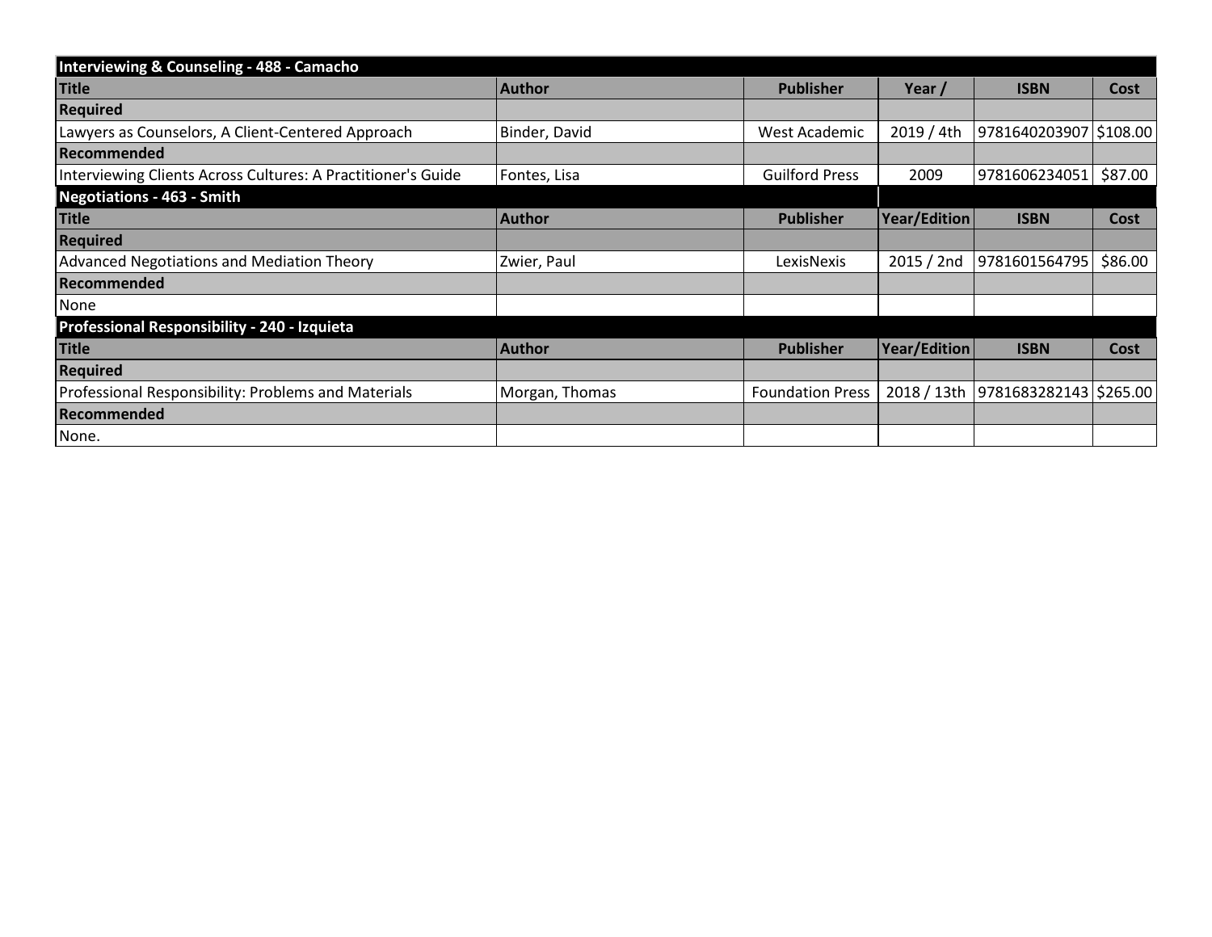| Interviewing & Counseling - 488 - Camacho | | | | | |
|---|---|---|---|---|---|
| **Title** | **Author** | **Publisher** | **Year /** | **ISBN** | **Cost** |
| **Required** | | | | | |
| Lawyers as Counselors, A Client-Centered Approach | Binder, David | West Academic | 2019 / 4th | 9781640203907 | $108.00 |
| **Recommended** | | | | | |
| Interviewing Clients Across Cultures: A Practitioner's Guide | Fontes, Lisa | Guilford Press | 2009 | 9781606234051 | $87.00 |
| **Negotiations - 463 - Smith** | | | | | |
| **Title** | **Author** | **Publisher** | **Year/Edition** | **ISBN** | **Cost** |
| **Required** | | | | | |
| Advanced Negotiations and Mediation Theory | Zwier, Paul | LexisNexis | 2015 / 2nd | 9781601564795 | $86.00 |
| **Recommended** | | | | | |
| None | | | | | |
| **Professional Responsibility - 240 - Izquieta** | | | | | |
| **Title** | **Author** | **Publisher** | **Year/Edition** | **ISBN** | **Cost** |
| **Required** | | | | | |
| Professional Responsibility: Problems and Materials | Morgan, Thomas | Foundation Press | 2018 / 13th | 9781683282143 | $265.00 |
| **Recommended** | | | | | |
| None. | | | | | |